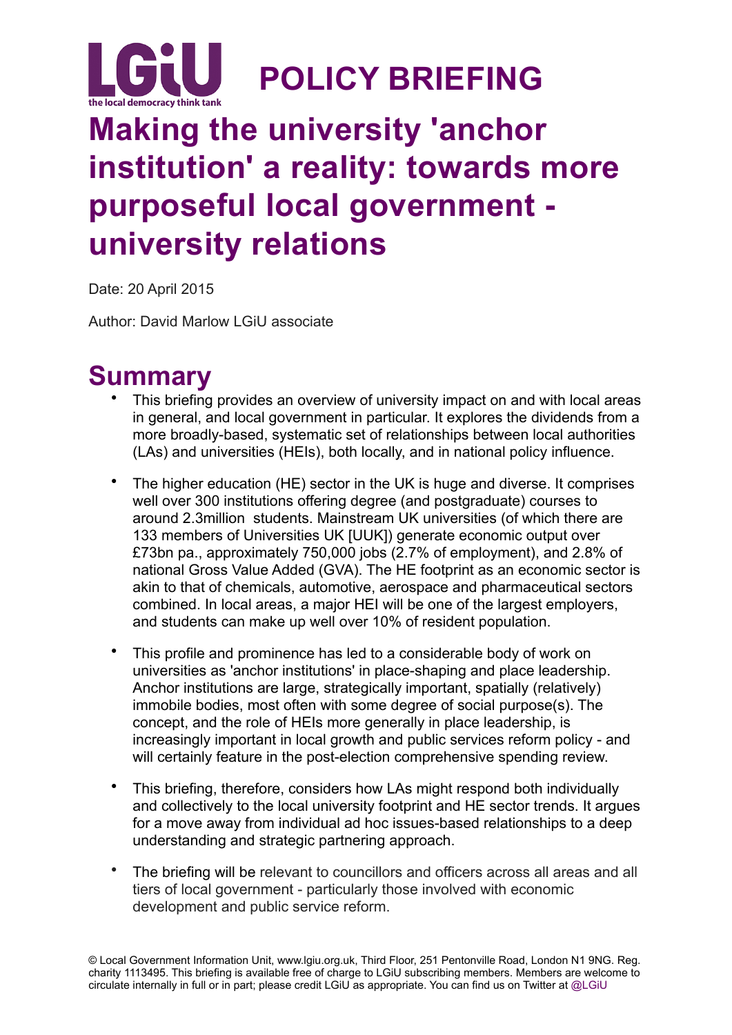LGiU the local democracy think tank

# POLICY BRIEFING

# Making the university 'anchor institution' a reality: towards more purposeful local government - university relations

Date: 20 April 2015

Author: David Marlow LGiU associate

## Summary

- This briefing provides an overview of university impact on and with local areas in general, and local government in particular. It explores the dividends from a more broadly-based, systematic set of relationships between local authorities (LAs) and universities (HEIs), both locally, and in national policy influence.
- The higher education (HE) sector in the UK is huge and diverse. It comprises well over 300 institutions offering degree (and postgraduate) courses to around 2.3million students. Mainstream UK universities (of which there are 133 members of Universities UK [UUK]) generate economic output over £73bn pa., approximately 750,000 jobs (2.7% of employment), and 2.8% of national Gross Value Added (GVA). The HE footprint as an economic sector is akin to that of chemicals, automotive, aerospace and pharmaceutical sectors combined. In local areas, a major HEI will be one of the largest employers, and students can make up well over 10% of resident population.
- This profile and prominence has led to a considerable body of work on universities as 'anchor institutions' in place-shaping and place leadership. Anchor institutions are large, strategically important, spatially (relatively) immobile bodies, most often with some degree of social purpose(s). The concept, and the role of HEIs more generally in place leadership, is increasingly important in local growth and public services reform policy - and will certainly feature in the post-election comprehensive spending review.
- This briefing, therefore, considers how LAs might respond both individually and collectively to the local university footprint and HE sector trends. It argues for a move away from individual ad hoc issues-based relationships to a deep understanding and strategic partnering approach.
- The briefing will be relevant to councillors and officers across all areas and all tiers of local government - particularly those involved with economic development and public service reform.

© Local Government Information Unit, www.lgiu.org.uk, Third Floor, 251 Pentonville Road, London N1 9NG. Reg. charity 1113495. This briefing is available free of charge to LGiU subscribing members. Members are welcome to circulate internally in full or in part; please credit LGiU as appropriate. You can find us on Twitter at @LGiU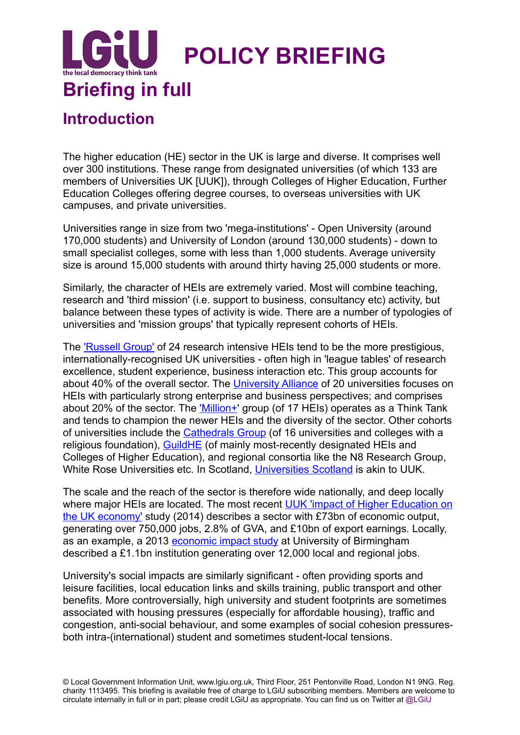# Briefing in full

## Introduction

The higher education (HE) sector in the UK is large and diverse. It comprises well over 300 institutions. These range from designated universities (of which 133 are members of Universities UK [UUK]), through Colleges of Higher Education, Further Education Colleges offering degree courses, to overseas universities with UK campuses, and private universities.

Universities range in size from two 'mega-institutions' - Open University (around 170,000 students) and University of London (around 130,000 students) - down to small specialist colleges, some with less than 1,000 students. Average university size is around 15,000 students with around thirty having 25,000 students or more.

Similarly, the character of HEIs are extremely varied. Most will combine teaching, research and 'third mission' (i.e. support to business, consultancy etc) activity, but balance between these types of activity is wide. There are a number of typologies of universities and 'mission groups' that typically represent cohorts of HEIs.

The 'Russell Group' of 24 research intensive HEIs tend to be the more prestigious, internationally-recognised UK universities - often high in 'league tables' of research excellence, student experience, business interaction etc. This group accounts for about 40% of the overall sector. The University Alliance of 20 universities focuses on HEIs with particularly strong enterprise and business perspectives; and comprises about 20% of the sector. The 'Million+' group (of 17 HEIs) operates as a Think Tank and tends to champion the newer HEIs and the diversity of the sector. Other cohorts of universities include the Cathedrals Group (of 16 universities and colleges with a religious foundation), GuildHE (of mainly most-recently designated HEIs and Colleges of Higher Education), and regional consortia like the N8 Research Group, White Rose Universities etc. In Scotland, Universities Scotland is akin to UUK.

The scale and the reach of the sector is therefore wide nationally, and deep locally where major HEIs are located. The most recent UUK 'impact of Higher Education on the UK economy' study (2014) describes a sector with £73bn of economic output, generating over 750,000 jobs, 2.8% of GVA, and £10bn of export earnings. Locally, as an example, a 2013 economic impact study at University of Birmingham described a £1.1bn institution generating over 12,000 local and regional jobs.

University's social impacts are similarly significant - often providing sports and leisure facilities, local education links and skills training, public transport and other benefits. More controversially, high university and student footprints are sometimes associated with housing pressures (especially for affordable housing), traffic and congestion, anti-social behaviour, and some examples of social cohesion pressures- both intra-(international) student and sometimes student-local tensions.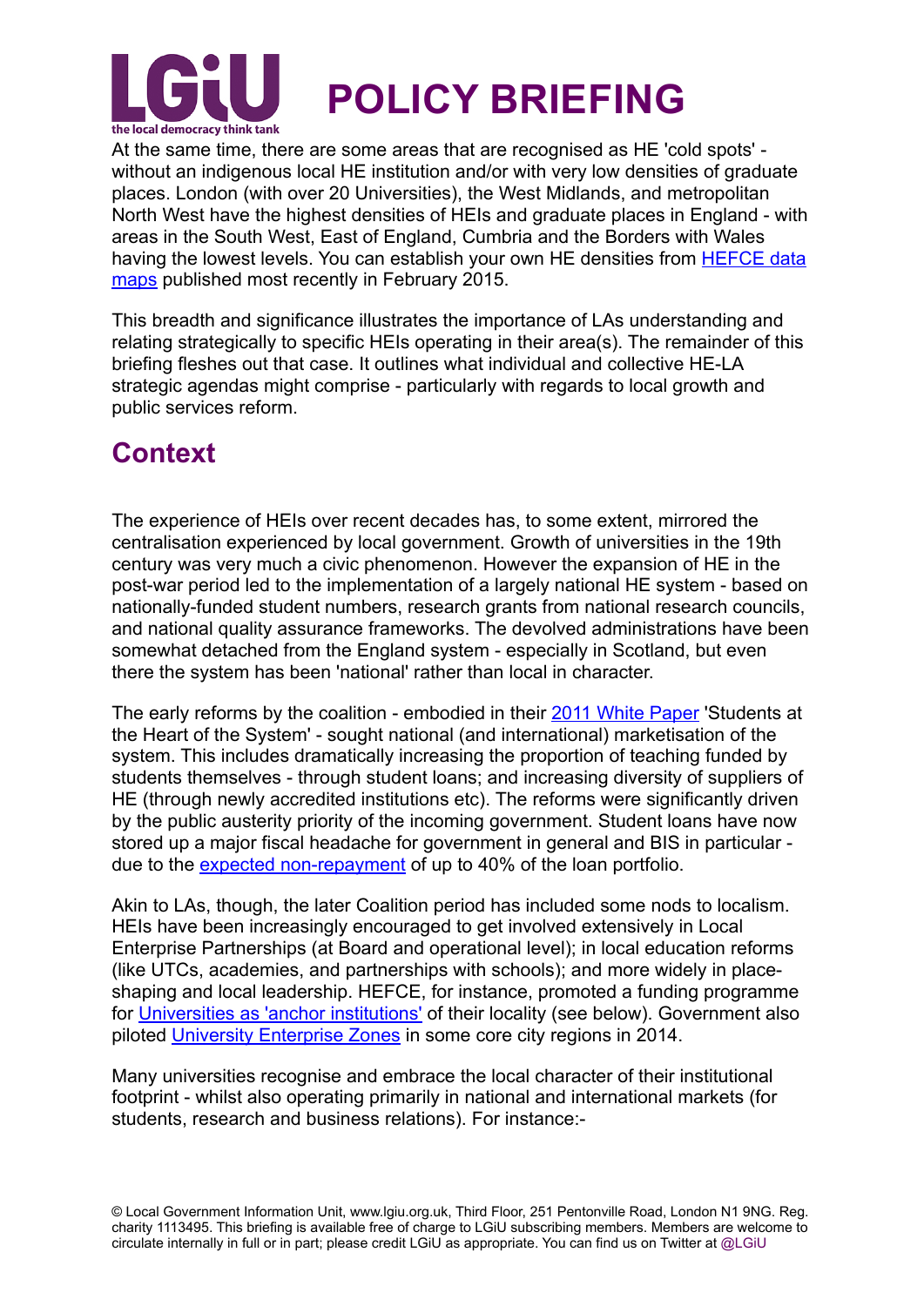At the same time, there are some areas that are recognised as HE 'cold spots' - without an indigenous local HE institution and/or with very low densities of graduate places. London (with over 20 Universities), the West Midlands, and metropolitan North West have the highest densities of HEIs and graduate places in England - with areas in the South West, East of England, Cumbria and the Borders with Wales having the lowest levels. You can establish your own HE densities from [HEFCE data maps](#) published most recently in February 2015.

This breadth and significance illustrates the importance of LAs understanding and relating strategically to specific HEIs operating in their area(s). The remainder of this briefing fleshes out that case. It outlines what individual and collective HE-LA strategic agendas might comprise - particularly with regards to local growth and public services reform.

## Context

The experience of HEIs over recent decades has, to some extent, mirrored the centralisation experienced by local government. Growth of universities in the 19th century was very much a civic phenomenon. However the expansion of HE in the post-war period led to the implementation of a largely national HE system - based on nationally-funded student numbers, research grants from national research councils, and national quality assurance frameworks. The devolved administrations have been somewhat detached from the England system - especially in Scotland, but even there the system has been 'national' rather than local in character.

The early reforms by the coalition - embodied in their [2011 White Paper](#) 'Students at the Heart of the System' - sought national (and international) marketisation of the system. This includes dramatically increasing the proportion of teaching funded by students themselves - through student loans; and increasing diversity of suppliers of HE (through newly accredited institutions etc). The reforms were significantly driven by the public austerity priority of the incoming government. Student loans have now stored up a major fiscal headache for government in general and BIS in particular - due to the [expected non-repayment](#) of up to 40% of the loan portfolio.

Akin to LAs, though, the later Coalition period has included some nods to localism. HEIs have been increasingly encouraged to get involved extensively in Local Enterprise Partnerships (at Board and operational level); in local education reforms (like UTCs, academies, and partnerships with schools); and more widely in place-shaping and local leadership. HEFCE, for instance, promoted a funding programme for [Universities as 'anchor institutions'](#) of their locality (see below). Government also piloted [University Enterprise Zones](#) in some core city regions in 2014.

Many universities recognise and embrace the local character of their institutional footprint - whilst also operating primarily in national and international markets (for students, research and business relations). For instance:-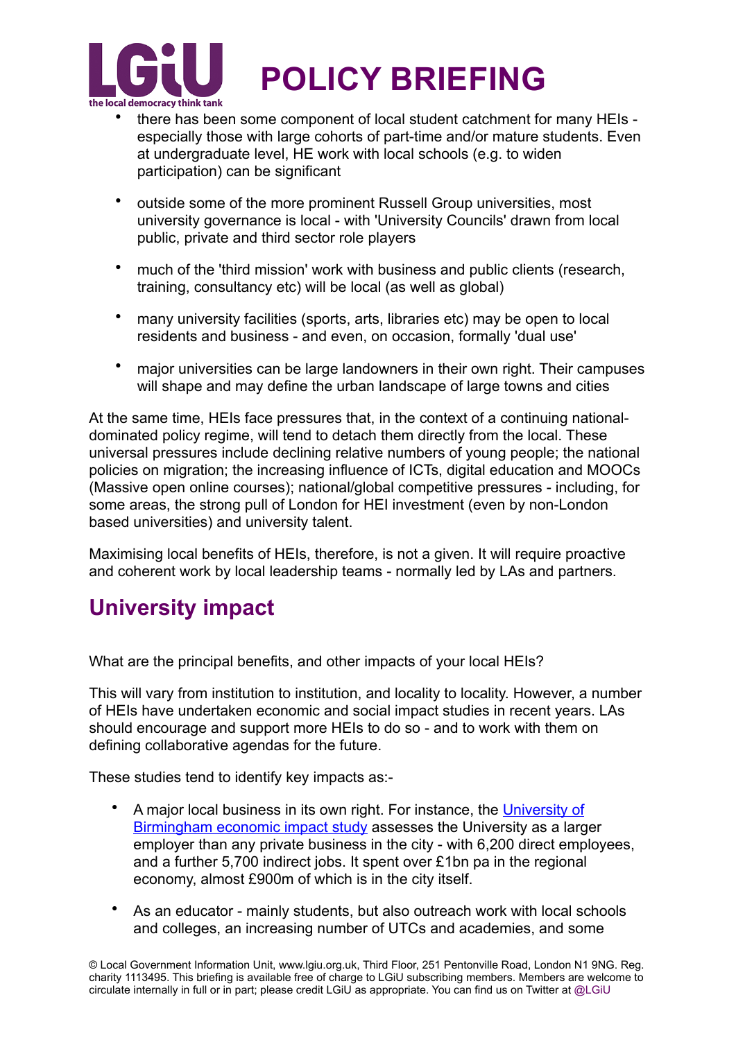- there has been some component of local student catchment for many HEIs - especially those with large cohorts of part-time and/or mature students. Even at undergraduate level, HE work with local schools (e.g. to widen participation) can be significant

- outside some of the more prominent Russell Group universities, most university governance is local - with 'University Councils' drawn from local public, private and third sector role players

- much of the 'third mission' work with business and public clients (research, training, consultancy etc) will be local (as well as global)

- many university facilities (sports, arts, libraries etc) may be open to local residents and business - and even, on occasion, formally 'dual use'

- major universities can be large landowners in their own right. Their campuses will shape and may define the urban landscape of large towns and cities

At the same time, HEIs face pressures that, in the context of a continuing national-dominated policy regime, will tend to detach them directly from the local. These universal pressures include declining relative numbers of young people; the national policies on migration; the increasing influence of ICTs, digital education and MOOCs (Massive open online courses); national/global competitive pressures - including, for some areas, the strong pull of London for HEI investment (even by non-London based universities) and university talent.

Maximising local benefits of HEIs, therefore, is not a given. It will require proactive and coherent work by local leadership teams - normally led by LAs and partners.

## University impact

What are the principal benefits, and other impacts of your local HEIs?

This will vary from institution to institution, and locality to locality. However, a number of HEIs have undertaken economic and social impact studies in recent years. LAs should encourage and support more HEIs to do so - and to work with them on defining collaborative agendas for the future.

These studies tend to identify key impacts as:-

- A major local business in its own right. For instance, the University of Birmingham economic impact study assesses the University as a larger employer than any private business in the city - with 6,200 direct employees, and a further 5,700 indirect jobs. It spent over £1bn pa in the regional economy, almost £900m of which is in the city itself.

- As an educator - mainly students, but also outreach work with local schools and colleges, an increasing number of UTCs and academies, and some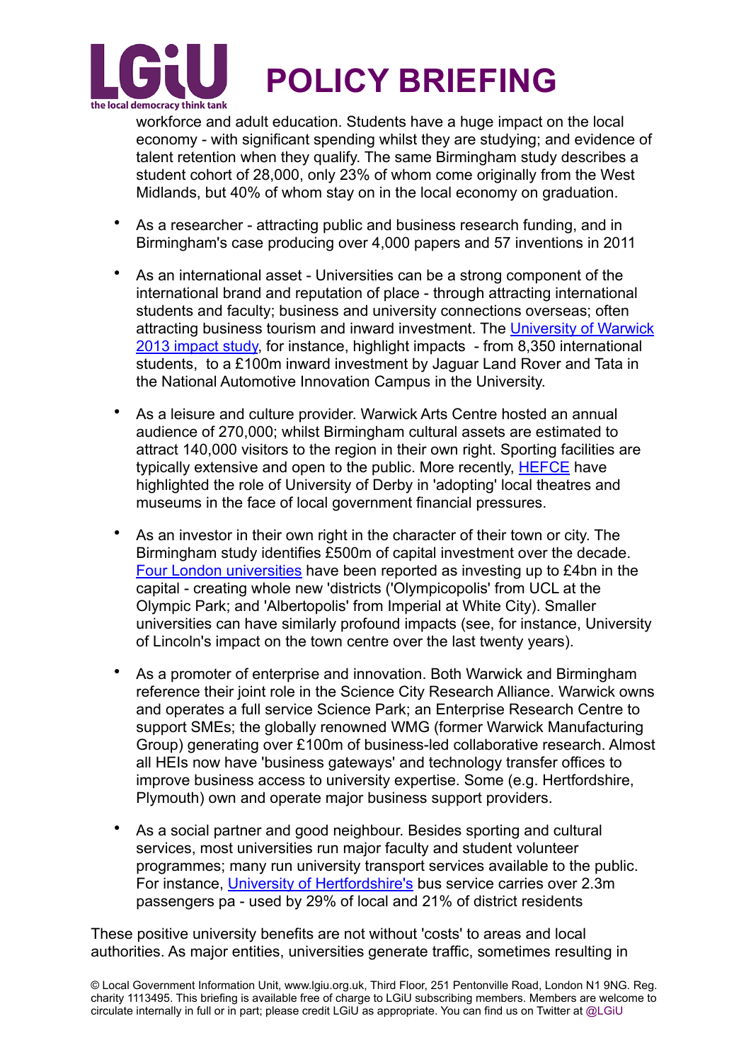workforce and adult education. Students have a huge impact on the local economy - with significant spending whilst they are studying; and evidence of talent retention when they qualify. The same Birmingham study describes a student cohort of 28,000, only 23% of whom come originally from the West Midlands, but 40% of whom stay on in the local economy on graduation.

- As a researcher - attracting public and business research funding, and in Birmingham's case producing over 4,000 papers and 57 inventions in 2011

- As an international asset - Universities can be a strong component of the international brand and reputation of place - through attracting international students and faculty; business and university connections overseas; often attracting business tourism and inward investment. The University of Warwick 2013 impact study, for instance, highlight impacts - from 8,350 international students, to a £100m inward investment by Jaguar Land Rover and Tata in the National Automotive Innovation Campus in the University.

- As a leisure and culture provider. Warwick Arts Centre hosted an annual audience of 270,000; whilst Birmingham cultural assets are estimated to attract 140,000 visitors to the region in their own right. Sporting facilities are typically extensive and open to the public. More recently, HEFCE have highlighted the role of University of Derby in 'adopting' local theatres and museums in the face of local government financial pressures.

- As an investor in their own right in the character of their town or city. The Birmingham study identifies £500m of capital investment over the decade. Four London universities have been reported as investing up to £4bn in the capital - creating whole new 'districts ('Olympicopolis' from UCL at the Olympic Park; and 'Albertopolis' from Imperial at White City). Smaller universities can have similarly profound impacts (see, for instance, University of Lincoln's impact on the town centre over the last twenty years).

- As a promoter of enterprise and innovation. Both Warwick and Birmingham reference their joint role in the Science City Research Alliance. Warwick owns and operates a full service Science Park; an Enterprise Research Centre to support SMEs; the globally renowned WMG (former Warwick Manufacturing Group) generating over £100m of business-led collaborative research. Almost all HEIs now have 'business gateways' and technology transfer offices to improve business access to university expertise. Some (e.g. Hertfordshire, Plymouth) own and operate major business support providers.

- As a social partner and good neighbour. Besides sporting and cultural services, most universities run major faculty and student volunteer programmes; many run university transport services available to the public. For instance, University of Hertfordshire's bus service carries over 2.3m passengers pa - used by 29% of local and 21% of district residents

These positive university benefits are not without 'costs' to areas and local authorities. As major entities, universities generate traffic, sometimes resulting in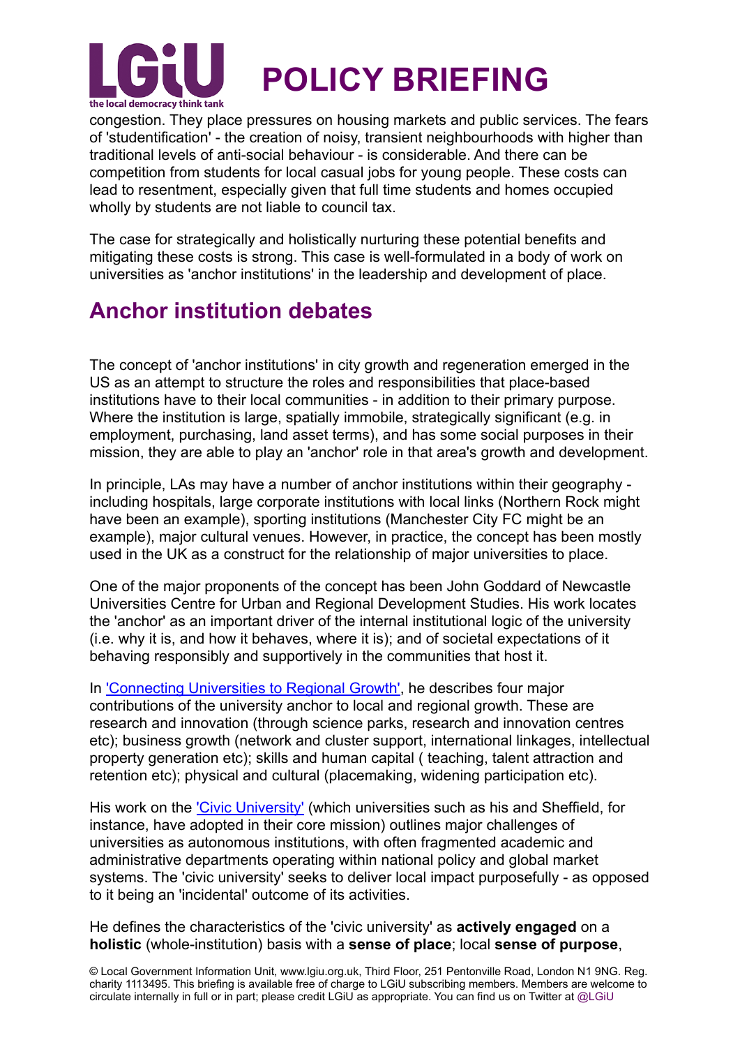congestion. They place pressures on housing markets and public services. The fears of 'studentification' - the creation of noisy, transient neighbourhoods with higher than traditional levels of anti-social behaviour - is considerable. And there can be competition from students for local casual jobs for young people. These costs can lead to resentment, especially given that full time students and homes occupied wholly by students are not liable to council tax.

The case for strategically and holistically nurturing these potential benefits and mitigating these costs is strong. This case is well-formulated in a body of work on universities as 'anchor institutions' in the leadership and development of place.

## Anchor institution debates

The concept of 'anchor institutions' in city growth and regeneration emerged in the US as an attempt to structure the roles and responsibilities that place-based institutions have to their local communities - in addition to their primary purpose. Where the institution is large, spatially immobile, strategically significant (e.g. in employment, purchasing, land asset terms), and has some social purposes in their mission, they are able to play an 'anchor' role in that area's growth and development.

In principle, LAs may have a number of anchor institutions within their geography - including hospitals, large corporate institutions with local links (Northern Rock might have been an example), sporting institutions (Manchester City FC might be an example), major cultural venues. However, in practice, the concept has been mostly used in the UK as a construct for the relationship of major universities to place.

One of the major proponents of the concept has been John Goddard of Newcastle Universities Centre for Urban and Regional Development Studies. His work locates the 'anchor' as an important driver of the internal institutional logic of the university (i.e. why it is, and how it behaves, where it is); and of societal expectations of it behaving responsibly and supportively in the communities that host it.

In 'Connecting Universities to Regional Growth', he describes four major contributions of the university anchor to local and regional growth. These are research and innovation (through science parks, research and innovation centres etc); business growth (network and cluster support, international linkages, intellectual property generation etc); skills and human capital ( teaching, talent attraction and retention etc); physical and cultural (placemaking, widening participation etc).

His work on the 'Civic University' (which universities such as his and Sheffield, for instance, have adopted in their core mission) outlines major challenges of universities as autonomous institutions, with often fragmented academic and administrative departments operating within national policy and global market systems. The 'civic university' seeks to deliver local impact purposefully - as opposed to it being an 'incidental' outcome of its activities.

He defines the characteristics of the 'civic university' as **actively engaged** on a **holistic** (whole-institution) basis with a **sense of place**; local **sense of purpose**,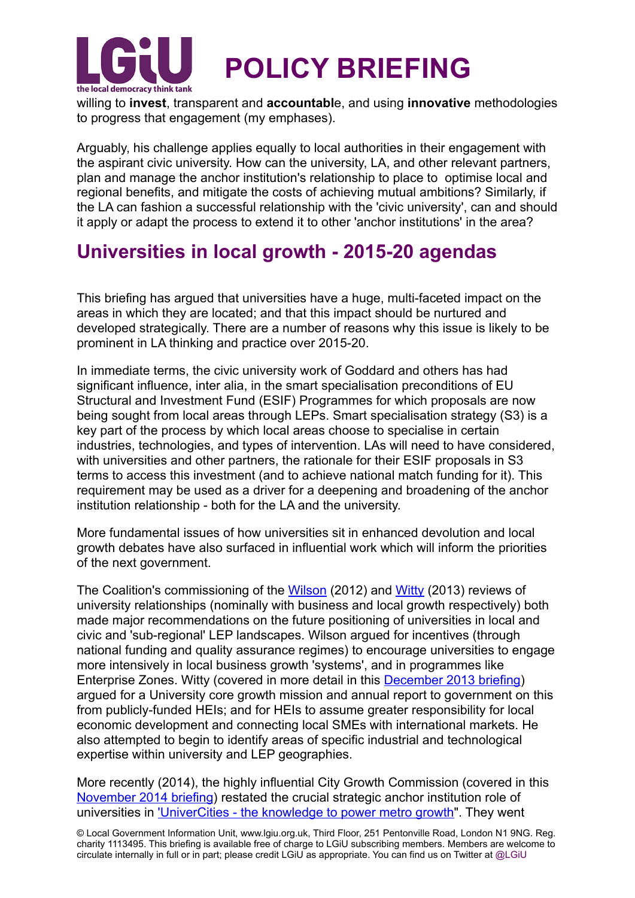willing to **invest**, transparent and **accountabl**e, and using **innovative** methodologies to progress that engagement (my emphases).

Arguably, his challenge applies equally to local authorities in their engagement with the aspirant civic university. How can the university, LA, and other relevant partners, plan and manage the anchor institution's relationship to place to optimise local and regional benefits, and mitigate the costs of achieving mutual ambitions? Similarly, if the LA can fashion a successful relationship with the 'civic university', can and should it apply or adapt the process to extend it to other 'anchor institutions' in the area?

## Universities in local growth - 2015-20 agendas

This briefing has argued that universities have a huge, multi-faceted impact on the areas in which they are located; and that this impact should be nurtured and developed strategically. There are a number of reasons why this issue is likely to be prominent in LA thinking and practice over 2015-20.

In immediate terms, the civic university work of Goddard and others has had significant influence, inter alia, in the smart specialisation preconditions of EU Structural and Investment Fund (ESIF) Programmes for which proposals are now being sought from local areas through LEPs. Smart specialisation strategy (S3) is a key part of the process by which local areas choose to specialise in certain industries, technologies, and types of intervention. LAs will need to have considered, with universities and other partners, the rationale for their ESIF proposals in S3 terms to access this investment (and to achieve national match funding for it). This requirement may be used as a driver for a deepening and broadening of the anchor institution relationship - both for the LA and the university.

More fundamental issues of how universities sit in enhanced devolution and local growth debates have also surfaced in influential work which will inform the priorities of the next government.

The Coalition's commissioning of the Wilson (2012) and Witty (2013) reviews of university relationships (nominally with business and local growth respectively) both made major recommendations on the future positioning of universities in local and civic and 'sub-regional' LEP landscapes. Wilson argued for incentives (through national funding and quality assurance regimes) to encourage universities to engage more intensively in local business growth 'systems', and in programmes like Enterprise Zones. Witty (covered in more detail in this December 2013 briefing) argued for a University core growth mission and annual report to government on this from publicly-funded HEIs; and for HEIs to assume greater responsibility for local economic development and connecting local SMEs with international markets. He also attempted to begin to identify areas of specific industrial and technological expertise within university and LEP geographies.

More recently (2014), the highly influential City Growth Commission (covered in this November 2014 briefing) restated the crucial strategic anchor institution role of universities in 'UniverCities - the knowledge to power metro growth". They went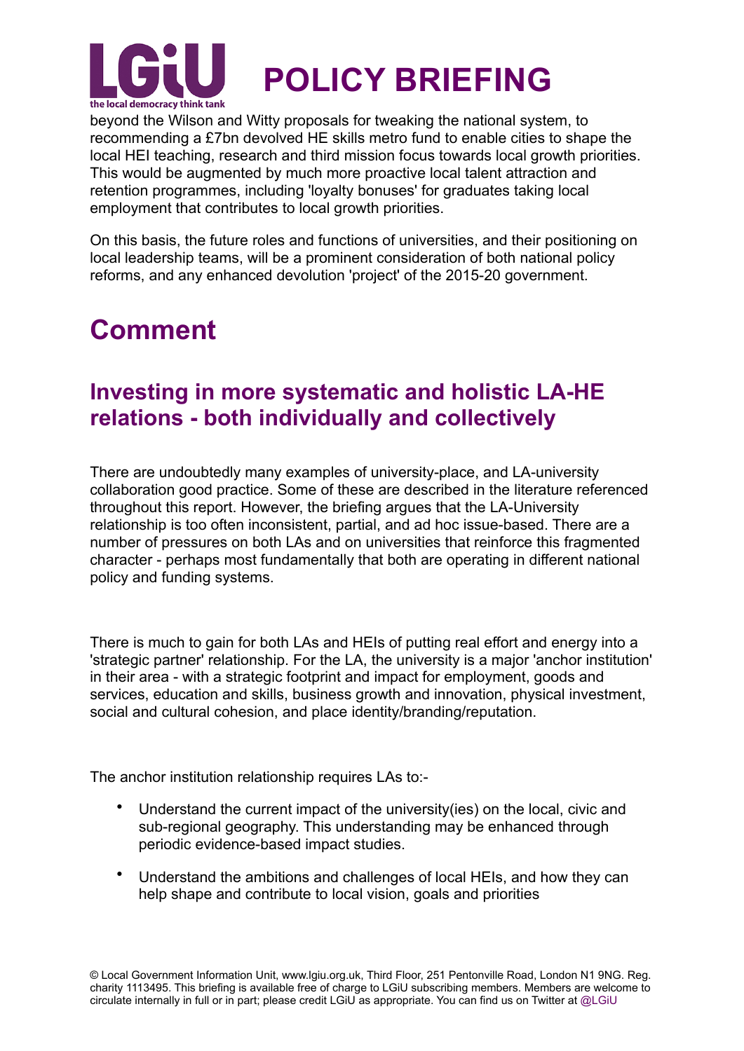beyond the Wilson and Witty proposals for tweaking the national system, to recommending a £7bn devolved HE skills metro fund to enable cities to shape the local HEI teaching, research and third mission focus towards local growth priorities. This would be augmented by much more proactive local talent attraction and retention programmes, including 'loyalty bonuses' for graduates taking local employment that contributes to local growth priorities.

On this basis, the future roles and functions of universities, and their positioning on local leadership teams, will be a prominent consideration of both national policy reforms, and any enhanced devolution 'project' of the 2015-20 government.

# Comment

## Investing in more systematic and holistic LA-HE relations - both individually and collectively

There are undoubtedly many examples of university-place, and LA-university collaboration good practice. Some of these are described in the literature referenced throughout this report. However, the briefing argues that the LA-University relationship is too often inconsistent, partial, and ad hoc issue-based. There are a number of pressures on both LAs and on universities that reinforce this fragmented character - perhaps most fundamentally that both are operating in different national policy and funding systems.

There is much to gain for both LAs and HEIs of putting real effort and energy into a 'strategic partner' relationship. For the LA, the university is a major 'anchor institution' in their area - with a strategic footprint and impact for employment, goods and services, education and skills, business growth and innovation, physical investment, social and cultural cohesion, and place identity/branding/reputation.

The anchor institution relationship requires LAs to:-

- Understand the current impact of the university(ies) on the local, civic and sub-regional geography. This understanding may be enhanced through periodic evidence-based impact studies.
- Understand the ambitions and challenges of local HEIs, and how they can help shape and contribute to local vision, goals and priorities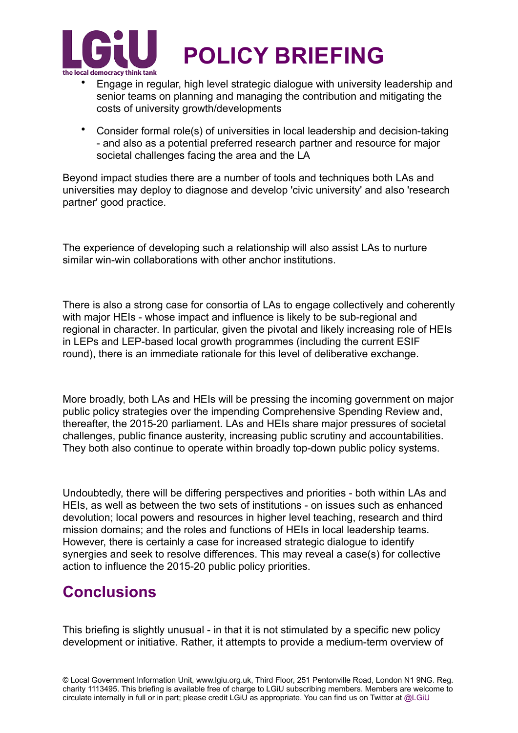- Engage in regular, high level strategic dialogue with university leadership and senior teams on planning and managing the contribution and mitigating the costs of university growth/developments
- Consider formal role(s) of universities in local leadership and decision-taking - and also as a potential preferred research partner and resource for major societal challenges facing the area and the LA

Beyond impact studies there are a number of tools and techniques both LAs and universities may deploy to diagnose and develop 'civic university' and also 'research partner' good practice.

The experience of developing such a relationship will also assist LAs to nurture similar win-win collaborations with other anchor institutions.

There is also a strong case for consortia of LAs to engage collectively and coherently with major HEIs - whose impact and influence is likely to be sub-regional and regional in character. In particular, given the pivotal and likely increasing role of HEIs in LEPs and LEP-based local growth programmes (including the current ESIF round), there is an immediate rationale for this level of deliberative exchange.

More broadly, both LAs and HEIs will be pressing the incoming government on major public policy strategies over the impending Comprehensive Spending Review and, thereafter, the 2015-20 parliament. LAs and HEIs share major pressures of societal challenges, public finance austerity, increasing public scrutiny and accountabilities. They both also continue to operate within broadly top-down public policy systems.

Undoubtedly, there will be differing perspectives and priorities - both within LAs and HEIs, as well as between the two sets of institutions - on issues such as enhanced devolution; local powers and resources in higher level teaching, research and third mission domains; and the roles and functions of HEIs in local leadership teams. However, there is certainly a case for increased strategic dialogue to identify synergies and seek to resolve differences. This may reveal a case(s) for collective action to influence the 2015-20 public policy priorities.

## Conclusions

This briefing is slightly unusual - in that it is not stimulated by a specific new policy development or initiative. Rather, it attempts to provide a medium-term overview of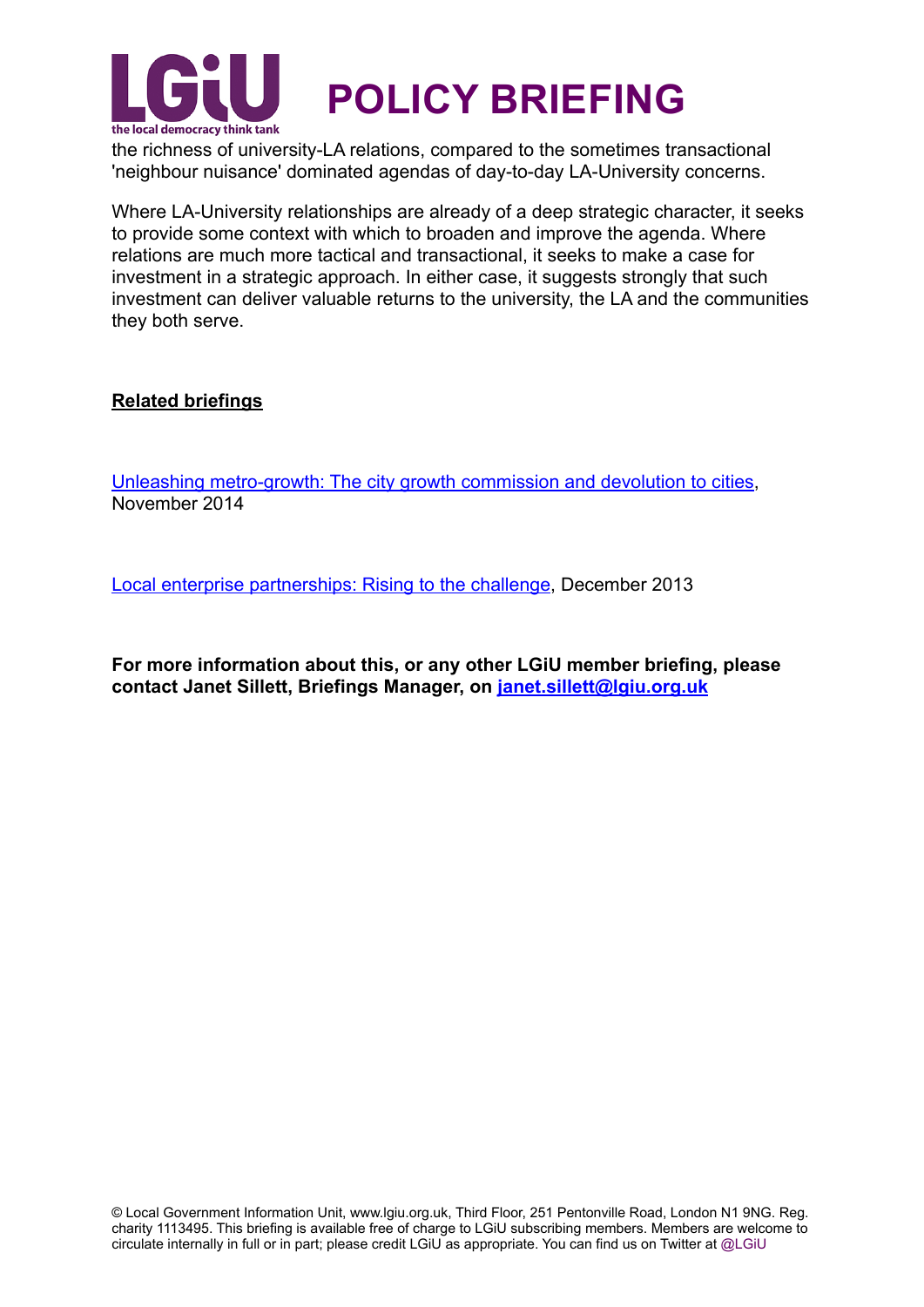the richness of university-LA relations, compared to the sometimes transactional 'neighbour nuisance' dominated agendas of day-to-day LA-University concerns.

Where LA-University relationships are already of a deep strategic character, it seeks to provide some context with which to broaden and improve the agenda. Where relations are much more tactical and transactional, it seeks to make a case for investment in a strategic approach. In either case, it suggests strongly that such investment can deliver valuable returns to the university, the LA and the communities they both serve.

**Related briefings**

Unleashing metro-growth: The city growth commission and devolution to cities, November 2014

Local enterprise partnerships: Rising to the challenge, December 2013

**For more information about this, or any other LGiU member briefing, please contact Janet Sillett, Briefings Manager, on janet.sillett@lgiu.org.uk**

© Local Government Information Unit, www.lgiu.org.uk, Third Floor, 251 Pentonville Road, London N1 9NG. Reg. charity 1113495. This briefing is available free of charge to LGiU subscribing members. Members are welcome to circulate internally in full or in part; please credit LGiU as appropriate. You can find us on Twitter at @LGiU